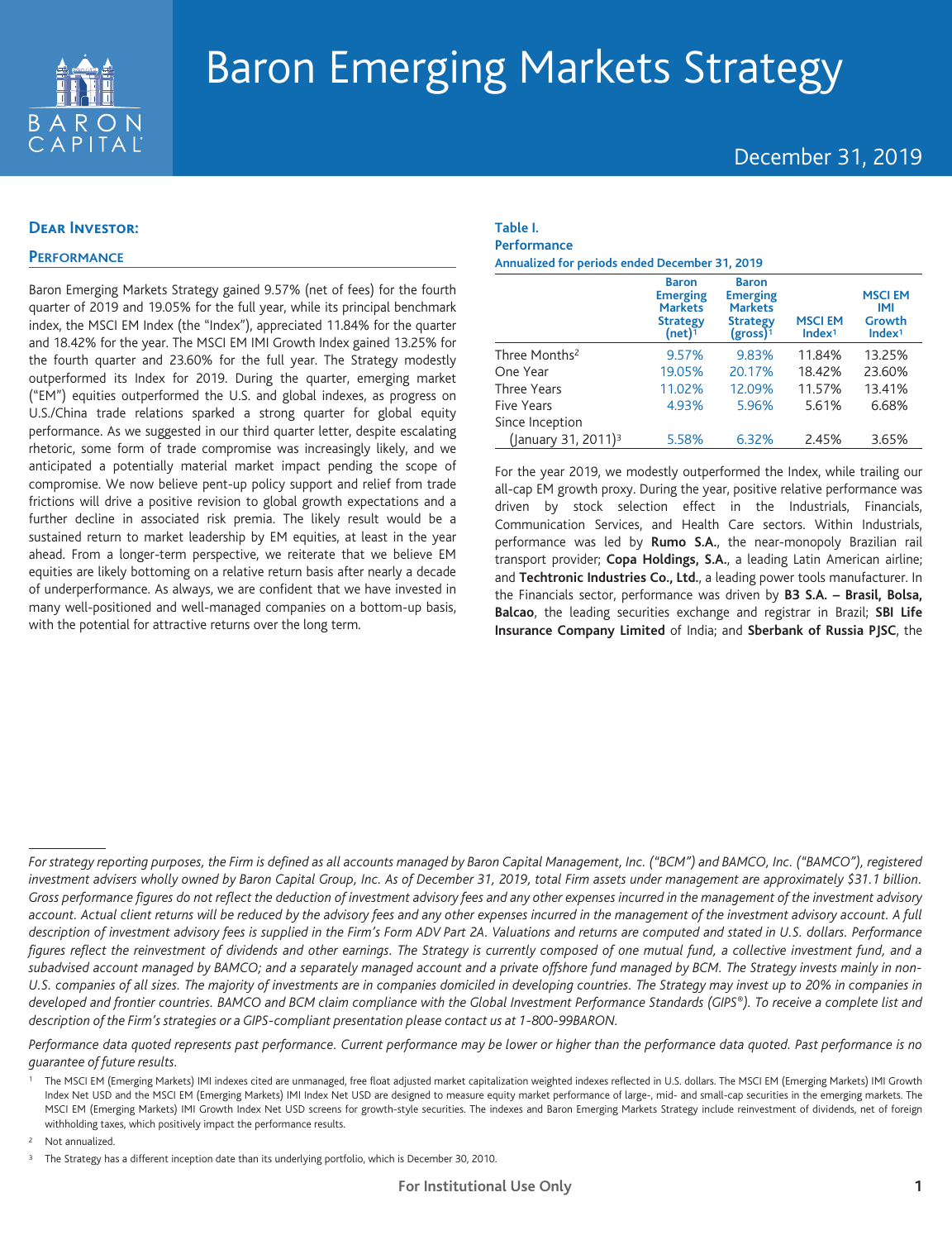# Baron Emerging Markets Strategy

December 31, 2019

## Dear Investor:

### Performance

Baron Emerging Markets Strategy gained 9.57% (net of fees) for the fourth quarter of 2019 and 19.05% for the full year, while its principal benchmark index, the MSCI EM Index (the "Index"), appreciated 11.84% for the quarter and 18.42% for the year. The MSCI EM IMI Growth Index gained 13.25% for the fourth quarter and 23.60% for the full year. The Strategy modestly outperformed its Index for 2019. During the quarter, emerging market ("EM") equities outperformed the U.S. and global indexes, as progress on U.S./China trade relations sparked a strong quarter for global equity performance. As we suggested in our third quarter letter, despite escalating rhetoric, some form of trade compromise was increasingly likely, and we anticipated a potentially material market impact pending the scope of compromise. We now believe pent-up policy support and relief from trade frictions will drive a positive revision to global growth expectations and a further decline in associated risk premia. The likely result would be a sustained return to market leadership by EM equities, at least in the year ahead. From a longer-term perspective, we reiterate that we believe EM equities are likely bottoming on a relative return basis after nearly a decade of underperformance. As always, we are confident that we have invested in many well-positioned and well-managed companies on a bottom-up basis, with the potential for attractive returns over the long term.

**Table I.**
**Performance**
**Annualized for periods ended December 31, 2019**

| | Baron Emerging Markets Strategy (net)[1] | Baron Emerging Markets Strategy (gross)[1] | MSCI EM Index[1] | MSCI EM IMI Growth Index[1] |
|---|---|---|---|---|
| Three Months[2] | 9.57% | 9.83% | 11.84% | 13.25% |
| One Year | 19.05% | 20.17% | 18.42% | 23.60% |
| Three Years | 11.02% | 12.09% | 11.57% | 13.41% |
| Five Years | 4.93% | 5.96% | 5.61% | 6.68% |
| Since Inception (January 31, 2011)[3] | 5.58% | 6.32% | 2.45% | 3.65% |

For the year 2019, we modestly outperformed the Index, while trailing our all-cap EM growth proxy. During the year, positive relative performance was driven by stock selection effect in the Industrials, Financials, Communication Services, and Health Care sectors. Within Industrials, performance was led by **Rumo S.A.**, the near-monopoly Brazilian rail transport provider; **Copa Holdings, S.A.**, a leading Latin American airline; and **Techtronic Industries Co., Ltd.**, a leading power tools manufacturer. In the Financials sector, performance was driven by **B3 S.A. – Brasil, Bolsa, Balcao**, the leading securities exchange and registrar in Brazil; **SBI Life Insurance Company Limited** of India; and **Sberbank of Russia PJSC**, the

---

*For strategy reporting purposes, the Firm is defined as all accounts managed by Baron Capital Management, Inc. ("BCM") and BAMCO, Inc. ("BAMCO"), registered investment advisers wholly owned by Baron Capital Group, Inc. As of December 31, 2019, total Firm assets under management are approximately $31.1 billion. Gross performance figures do not reflect the deduction of investment advisory fees and any other expenses incurred in the management of the investment advisory account. Actual client returns will be reduced by the advisory fees and any other expenses incurred in the management of the investment advisory account. A full description of investment advisory fees is supplied in the Firm's Form ADV Part 2A. Valuations and returns are computed and stated in U.S. dollars. Performance figures reflect the reinvestment of dividends and other earnings. The Strategy is currently composed of one mutual fund, a collective investment fund, and a subadvised account managed by BAMCO; and a separately managed account and a private offshore fund managed by BCM. The Strategy invests mainly in non-U.S. companies of all sizes. The majority of investments are in companies domiciled in developing countries. The Strategy may invest up to 20% in companies in developed and frontier countries. BAMCO and BCM claim compliance with the Global Investment Performance Standards (GIPS®). To receive a complete list and description of the Firm's strategies or a GIPS-compliant presentation please contact us at 1-800-99BARON.*

*Performance data quoted represents past performance. Current performance may be lower or higher than the performance data quoted. Past performance is no guarantee of future results.*

[1] The MSCI EM (Emerging Markets) IMI indexes cited are unmanaged, free float adjusted market capitalization weighted indexes reflected in U.S. dollars. The MSCI EM (Emerging Markets) IMI Growth Index Net USD and the MSCI EM (Emerging Markets) IMI Index Net USD are designed to measure equity market performance of large-, mid- and small-cap securities in the emerging markets. The MSCI EM (Emerging Markets) IMI Growth Index Net USD screens for growth-style securities. The indexes and Baron Emerging Markets Strategy include reinvestment of dividends, net of foreign withholding taxes, which positively impact the performance results.

[2] Not annualized.

[3] The Strategy has a different inception date than its underlying portfolio, which is December 30, 2010.

For Institutional Use Only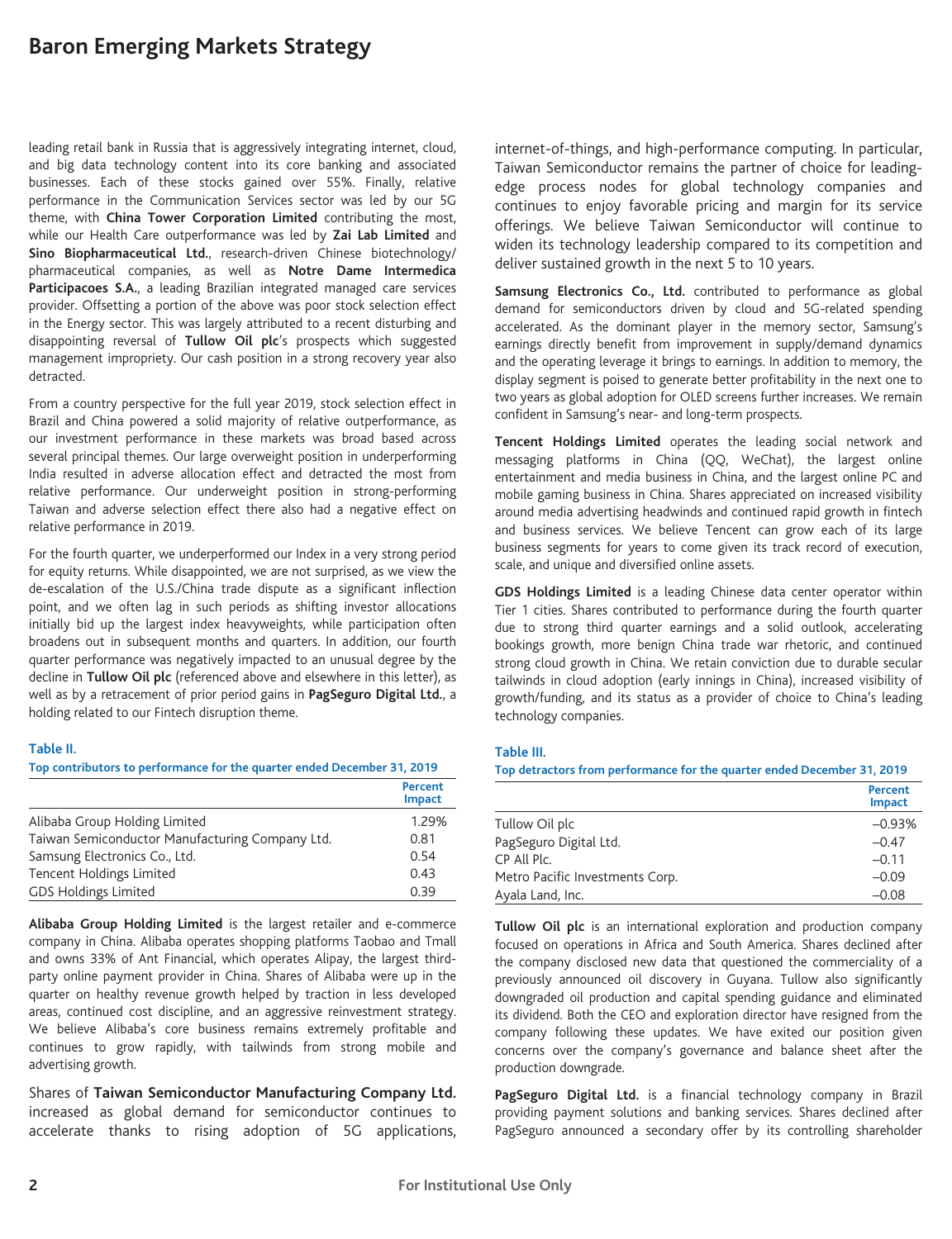leading retail bank in Russia that is aggressively integrating internet, cloud, and big data technology content into its core banking and associated businesses. Each of these stocks gained over 55%. Finally, relative performance in the Communication Services sector was led by our 5G theme, with **China Tower Corporation Limited** contributing the most, while our Health Care outperformance was led by **Zai Lab Limited** and **Sino Biopharmaceutical Ltd.**, research-driven Chinese biotechnology/pharmaceutical companies, as well as **Notre Dame Intermedica Participacoes S.A.**, a leading Brazilian integrated managed care services provider. Offsetting a portion of the above was poor stock selection effect in the Energy sector. This was largely attributed to a recent disturbing and disappointing reversal of **Tullow Oil plc**'s prospects which suggested management impropriety. Our cash position in a strong recovery year also detracted.

From a country perspective for the full year 2019, stock selection effect in Brazil and China powered a solid majority of relative outperformance, as our investment performance in these markets was broad based across several principal themes. Our large overweight position in underperforming India resulted in adverse allocation effect and detracted the most from relative performance. Our underweight position in strong-performing Taiwan and adverse selection effect there also had a negative effect on relative performance in 2019.

For the fourth quarter, we underperformed our Index in a very strong period for equity returns. While disappointed, we are not surprised, as we view the de-escalation of the U.S./China trade dispute as a significant inflection point, and we often lag in such periods as shifting investor allocations initially bid up the largest index heavyweights, while participation often broadens out in subsequent months and quarters. In addition, our fourth quarter performance was negatively impacted to an unusual degree by the decline in **Tullow Oil plc** (referenced above and elsewhere in this letter), as well as by a retracement of prior period gains in **PagSeguro Digital Ltd.**, a holding related to our Fintech disruption theme.

**Table II.**

**Top contributors to performance for the quarter ended December 31, 2019**

| | Percent Impact |
|---|---|
| Alibaba Group Holding Limited | 1.29% |
| Taiwan Semiconductor Manufacturing Company Ltd. | 0.81 |
| Samsung Electronics Co., Ltd. | 0.54 |
| Tencent Holdings Limited | 0.43 |
| GDS Holdings Limited | 0.39 |

**Alibaba Group Holding Limited** is the largest retailer and e-commerce company in China. Alibaba operates shopping platforms Taobao and Tmall and owns 33% of Ant Financial, which operates Alipay, the largest third-party online payment provider in China. Shares of Alibaba were up in the quarter on healthy revenue growth helped by traction in less developed areas, continued cost discipline, and an aggressive reinvestment strategy. We believe Alibaba's core business remains extremely profitable and continues to grow rapidly, with tailwinds from strong mobile and advertising growth.

Shares of **Taiwan Semiconductor Manufacturing Company Ltd.** increased as global demand for semiconductor continues to accelerate thanks to rising adoption of 5G applications, internet-of-things, and high-performance computing. In particular, Taiwan Semiconductor remains the partner of choice for leading-edge process nodes for global technology companies and continues to enjoy favorable pricing and margin for its service offerings. We believe Taiwan Semiconductor will continue to widen its technology leadership compared to its competition and deliver sustained growth in the next 5 to 10 years.

**Samsung Electronics Co., Ltd.** contributed to performance as global demand for semiconductors driven by cloud and 5G-related spending accelerated. As the dominant player in the memory sector, Samsung's earnings directly benefit from improvement in supply/demand dynamics and the operating leverage it brings to earnings. In addition to memory, the display segment is poised to generate better profitability in the next one to two years as global adoption for OLED screens further increases. We remain confident in Samsung's near- and long-term prospects.

**Tencent Holdings Limited** operates the leading social network and messaging platforms in China (QQ, WeChat), the largest online entertainment and media business in China, and the largest online PC and mobile gaming business in China. Shares appreciated on increased visibility around media advertising headwinds and continued rapid growth in fintech and business services. We believe Tencent can grow each of its large business segments for years to come given its track record of execution, scale, and unique and diversified online assets.

**GDS Holdings Limited** is a leading Chinese data center operator within Tier 1 cities. Shares contributed to performance during the fourth quarter due to strong third quarter earnings and a solid outlook, accelerating bookings growth, more benign China trade war rhetoric, and continued strong cloud growth in China. We retain conviction due to durable secular tailwinds in cloud adoption (early innings in China), increased visibility of growth/funding, and its status as a provider of choice to China's leading technology companies.

**Table III.**

**Top detractors from performance for the quarter ended December 31, 2019**

| | Percent Impact |
|---|---|
| Tullow Oil plc | –0.93% |
| PagSeguro Digital Ltd. | –0.47 |
| CP All Plc. | –0.11 |
| Metro Pacific Investments Corp. | –0.09 |
| Ayala Land, Inc. | –0.08 |

**Tullow Oil plc** is an international exploration and production company focused on operations in Africa and South America. Shares declined after the company disclosed new data that questioned the commerciality of a previously announced oil discovery in Guyana. Tullow also significantly downgraded oil production and capital spending guidance and eliminated its dividend. Both the CEO and exploration director have resigned from the company following these updates. We have exited our position given concerns over the company's governance and balance sheet after the production downgrade.

**PagSeguro Digital Ltd.** is a financial technology company in Brazil providing payment solutions and banking services. Shares declined after PagSeguro announced a secondary offer by its controlling shareholder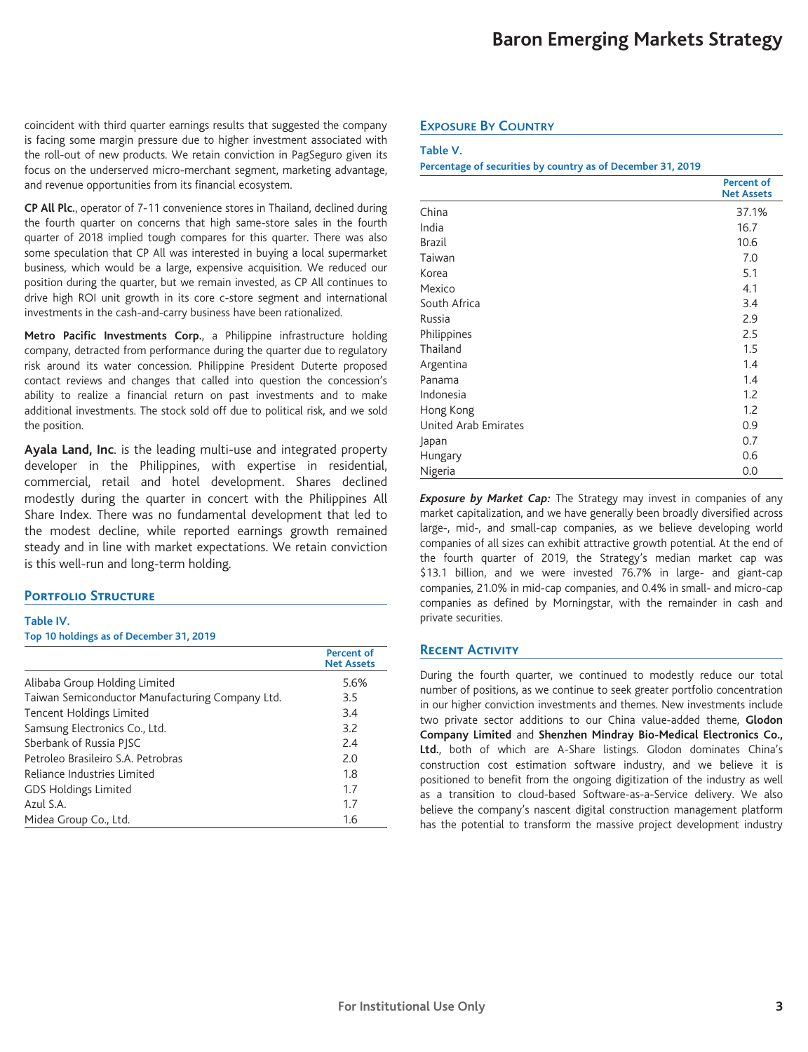coincident with third quarter earnings results that suggested the company is facing some margin pressure due to higher investment associated with the roll-out of new products. We retain conviction in PagSeguro given its focus on the underserved micro-merchant segment, marketing advantage, and revenue opportunities from its financial ecosystem.

**CP All Plc.**, operator of 7-11 convenience stores in Thailand, declined during the fourth quarter on concerns that high same-store sales in the fourth quarter of 2018 implied tough compares for this quarter. There was also some speculation that CP All was interested in buying a local supermarket business, which would be a large, expensive acquisition. We reduced our position during the quarter, but we remain invested, as CP All continues to drive high ROI unit growth in its core c-store segment and international investments in the cash-and-carry business have been rationalized.

**Metro Pacific Investments Corp.**, a Philippine infrastructure holding company, detracted from performance during the quarter due to regulatory risk around its water concession. Philippine President Duterte proposed contact reviews and changes that called into question the concession's ability to realize a financial return on past investments and to make additional investments. The stock sold off due to political risk, and we sold the position.

**Ayala Land, Inc**. is the leading multi-use and integrated property developer in the Philippines, with expertise in residential, commercial, retail and hotel development. Shares declined modestly during the quarter in concert with the Philippines All Share Index. There was no fundamental development that led to the modest decline, while reported earnings growth remained steady and in line with market expectations. We retain conviction is this well-run and long-term holding.

## Portfolio Structure

**Table IV.**
**Top 10 holdings as of December 31, 2019**

| | Percent of Net Assets |
|---|---|
| Alibaba Group Holding Limited | 5.6% |
| Taiwan Semiconductor Manufacturing Company Ltd. | 3.5 |
| Tencent Holdings Limited | 3.4 |
| Samsung Electronics Co., Ltd. | 3.2 |
| Sberbank of Russia PJSC | 2.4 |
| Petroleo Brasileiro S.A. Petrobras | 2.0 |
| Reliance Industries Limited | 1.8 |
| GDS Holdings Limited | 1.7 |
| Azul S.A. | 1.7 |
| Midea Group Co., Ltd. | 1.6 |

## Exposure By Country

**Table V.**
**Percentage of securities by country as of December 31, 2019**

| | Percent of Net Assets |
|---|---|
| China | 37.1% |
| India | 16.7 |
| Brazil | 10.6 |
| Taiwan | 7.0 |
| Korea | 5.1 |
| Mexico | 4.1 |
| South Africa | 3.4 |
| Russia | 2.9 |
| Philippines | 2.5 |
| Thailand | 1.5 |
| Argentina | 1.4 |
| Panama | 1.4 |
| Indonesia | 1.2 |
| Hong Kong | 1.2 |
| United Arab Emirates | 0.9 |
| Japan | 0.7 |
| Hungary | 0.6 |
| Nigeria | 0.0 |

***Exposure by Market Cap:*** The Strategy may invest in companies of any market capitalization, and we have generally been broadly diversified across large-, mid-, and small-cap companies, as we believe developing world companies of all sizes can exhibit attractive growth potential. At the end of the fourth quarter of 2019, the Strategy's median market cap was $13.1 billion, and we were invested 76.7% in large- and giant-cap companies, 21.0% in mid-cap companies, and 0.4% in small- and micro-cap companies as defined by Morningstar, with the remainder in cash and private securities.

## Recent Activity

During the fourth quarter, we continued to modestly reduce our total number of positions, as we continue to seek greater portfolio concentration in our higher conviction investments and themes. New investments include two private sector additions to our China value-added theme, **Glodon Company Limited** and **Shenzhen Mindray Bio-Medical Electronics Co., Ltd.**, both of which are A-Share listings. Glodon dominates China's construction cost estimation software industry, and we believe it is positioned to benefit from the ongoing digitization of the industry as well as a transition to cloud-based Software-as-a-Service delivery. We also believe the company's nascent digital construction management platform has the potential to transform the massive project development industry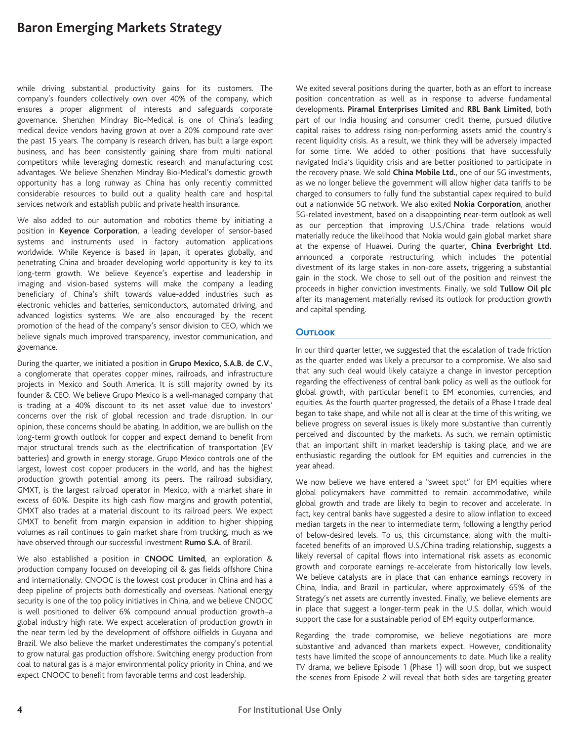while driving substantial productivity gains for its customers. The company's founders collectively own over 40% of the company, which ensures a proper alignment of interests and safeguards corporate governance. Shenzhen Mindray Bio-Medical is one of China's leading medical device vendors having grown at over a 20% compound rate over the past 15 years. The company is research driven, has built a large export business, and has been consistently gaining share from multi national competitors while leveraging domestic research and manufacturing cost advantages. We believe Shenzhen Mindray Bio-Medical's domestic growth opportunity has a long runway as China has only recently committed considerable resources to build out a quality health care and hospital services network and establish public and private health insurance.

We also added to our automation and robotics theme by initiating a position in **Keyence Corporation**, a leading developer of sensor-based systems and instruments used in factory automation applications worldwide. While Keyence is based in Japan, it operates globally, and penetrating China and broader developing world opportunity is key to its long-term growth. We believe Keyence's expertise and leadership in imaging and vision-based systems will make the company a leading beneficiary of China's shift towards value-added industries such as electronic vehicles and batteries, semiconductors, automated driving, and advanced logistics systems. We are also encouraged by the recent promotion of the head of the company's sensor division to CEO, which we believe signals much improved transparency, investor communication, and governance.

During the quarter, we initiated a position in **Grupo Mexico, S.A.B. de C.V.**, a conglomerate that operates copper mines, railroads, and infrastructure projects in Mexico and South America. It is still majority owned by its founder & CEO. We believe Grupo Mexico is a well-managed company that is trading at a 40% discount to its net asset value due to investors' concerns over the risk of global recession and trade disruption. In our opinion, these concerns should be abating. In addition, we are bullish on the long-term growth outlook for copper and expect demand to benefit from major structural trends such as the electrification of transportation (EV batteries) and growth in energy storage. Grupo Mexico controls one of the largest, lowest cost copper producers in the world, and has the highest production growth potential among its peers. The railroad subsidiary, GMXT, is the largest railroad operator in Mexico, with a market share in excess of 60%. Despite its high cash flow margins and growth potential, GMXT also trades at a material discount to its railroad peers. We expect GMXT to benefit from margin expansion in addition to higher shipping volumes as rail continues to gain market share from trucking, much as we have observed through our successful investment **Rumo S.A.** of Brazil.

We also established a position in **CNOOC Limited**, an exploration & production company focused on developing oil & gas fields offshore China and internationally. CNOOC is the lowest cost producer in China and has a deep pipeline of projects both domestically and overseas. National energy security is one of the top policy initiatives in China, and we believe CNOOC is well positioned to deliver 6% compound annual production growth–a global industry high rate. We expect acceleration of production growth in the near term led by the development of offshore oilfields in Guyana and Brazil. We also believe the market underestimates the company's potential to grow natural gas production offshore. Switching energy production from coal to natural gas is a major environmental policy priority in China, and we expect CNOOC to benefit from favorable terms and cost leadership.

We exited several positions during the quarter, both as an effort to increase position concentration as well as in response to adverse fundamental developments. **Piramal Enterprises Limited** and **RBL Bank Limited**, both part of our India housing and consumer credit theme, pursued dilutive capital raises to address rising non-performing assets amid the country's recent liquidity crisis. As a result, we think they will be adversely impacted for some time. We added to other positions that have successfully navigated India's liquidity crisis and are better positioned to participate in the recovery phase. We sold **China Mobile Ltd.**, one of our 5G investments, as we no longer believe the government will allow higher data tariffs to be charged to consumers to fully fund the substantial capex required to build out a nationwide 5G network. We also exited **Nokia Corporation**, another 5G-related investment, based on a disappointing near-term outlook as well as our perception that improving U.S./China trade relations would materially reduce the likelihood that Nokia would gain global market share at the expense of Huawei. During the quarter, **China Everbright Ltd.** announced a corporate restructuring, which includes the potential divestment of its large stakes in non-core assets, triggering a substantial gain in the stock. We chose to sell out of the position and reinvest the proceeds in higher conviction investments. Finally, we sold **Tullow Oil plc** after its management materially revised its outlook for production growth and capital spending.

## Outlook

In our third quarter letter, we suggested that the escalation of trade friction as the quarter ended was likely a precursor to a compromise. We also said that any such deal would likely catalyze a change in investor perception regarding the effectiveness of central bank policy as well as the outlook for global growth, with particular benefit to EM economies, currencies, and equities. As the fourth quarter progressed, the details of a Phase I trade deal began to take shape, and while not all is clear at the time of this writing, we believe progress on several issues is likely more substantive than currently perceived and discounted by the markets. As such, we remain optimistic that an important shift in market leadership is taking place, and we are enthusiastic regarding the outlook for EM equities and currencies in the year ahead.

We now believe we have entered a "sweet spot" for EM equities where global policymakers have committed to remain accommodative, while global growth and trade are likely to begin to recover and accelerate. In fact, key central banks have suggested a desire to allow inflation to exceed median targets in the near to intermediate term, following a lengthy period of below-desired levels. To us, this circumstance, along with the multi-faceted benefits of an improved U.S./China trading relationship, suggests a likely reversal of capital flows into international risk assets as economic growth and corporate earnings re-accelerate from historically low levels. We believe catalysts are in place that can enhance earnings recovery in China, India, and Brazil in particular, where approximately 65% of the Strategy's net assets are currently invested. Finally, we believe elements are in place that suggest a longer-term peak in the U.S. dollar, which would support the case for a sustainable period of EM equity outperformance.

Regarding the trade compromise, we believe negotiations are more substantive and advanced than markets expect. However, conditionality tests have limited the scope of announcements to date. Much like a reality TV drama, we believe Episode 1 (Phase 1) will soon drop, but we suspect the scenes from Episode 2 will reveal that both sides are targeting greater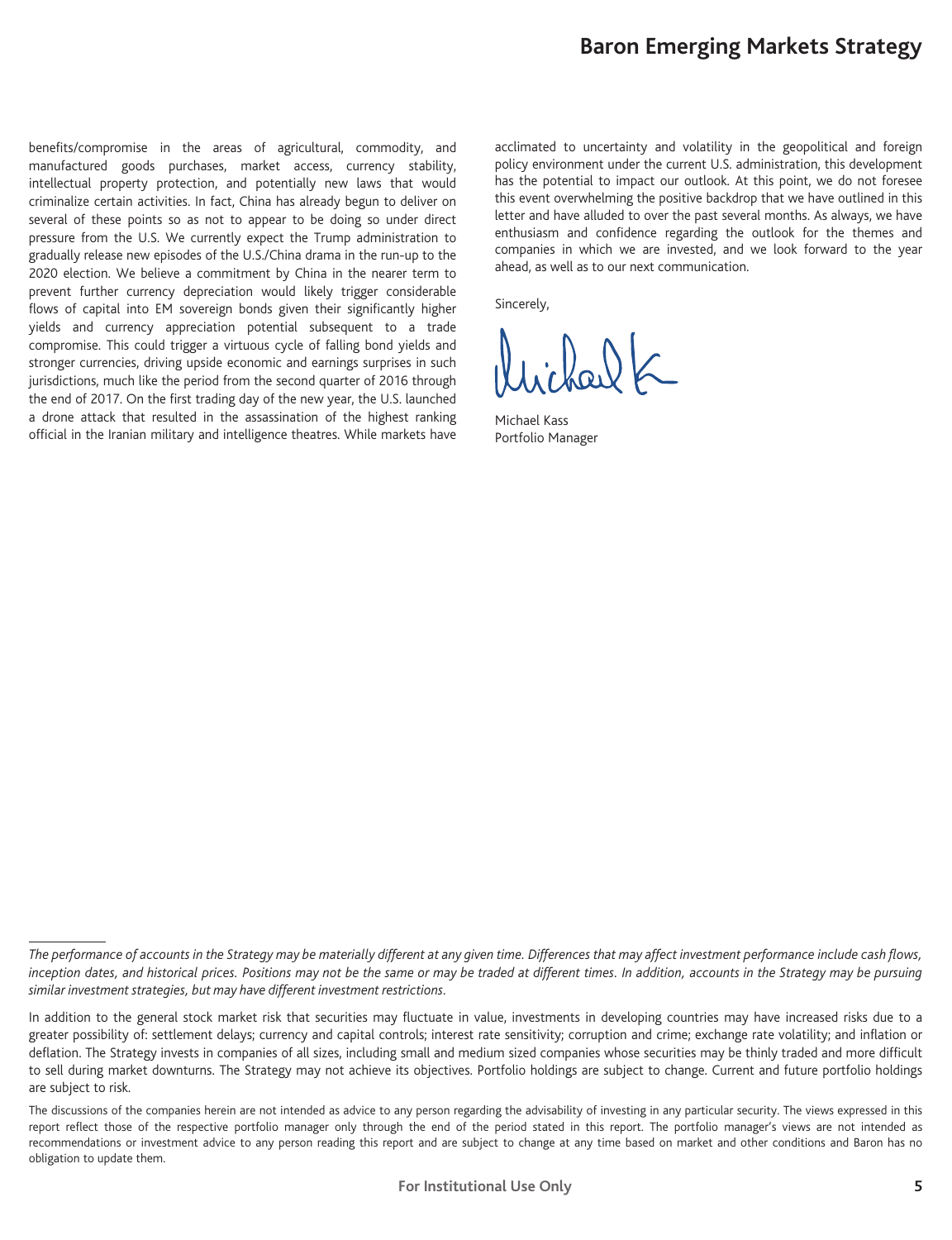benefits/compromise in the areas of agricultural, commodity, and manufactured goods purchases, market access, currency stability, intellectual property protection, and potentially new laws that would criminalize certain activities. In fact, China has already begun to deliver on several of these points so as not to appear to be doing so under direct pressure from the U.S. We currently expect the Trump administration to gradually release new episodes of the U.S./China drama in the run-up to the 2020 election. We believe a commitment by China in the nearer term to prevent further currency depreciation would likely trigger considerable flows of capital into EM sovereign bonds given their significantly higher yields and currency appreciation potential subsequent to a trade compromise. This could trigger a virtuous cycle of falling bond yields and stronger currencies, driving upside economic and earnings surprises in such jurisdictions, much like the period from the second quarter of 2016 through the end of 2017. On the first trading day of the new year, the U.S. launched a drone attack that resulted in the assassination of the highest ranking official in the Iranian military and intelligence theatres. While markets have acclimated to uncertainty and volatility in the geopolitical and foreign policy environment under the current U.S. administration, this development has the potential to impact our outlook. At this point, we do not foresee this event overwhelming the positive backdrop that we have outlined in this letter and have alluded to over the past several months. As always, we have enthusiasm and confidence regarding the outlook for the themes and companies in which we are invested, and we look forward to the year ahead, as well as to our next communication.

Sincerely,

Michael Kass
Portfolio Manager

---

*The performance of accounts in the Strategy may be materially different at any given time. Differences that may affect investment performance include cash flows, inception dates, and historical prices. Positions may not be the same or may be traded at different times. In addition, accounts in the Strategy may be pursuing similar investment strategies, but may have different investment restrictions.*

In addition to the general stock market risk that securities may fluctuate in value, investments in developing countries may have increased risks due to a greater possibility of: settlement delays; currency and capital controls; interest rate sensitivity; corruption and crime; exchange rate volatility; and inflation or deflation. The Strategy invests in companies of all sizes, including small and medium sized companies whose securities may be thinly traded and more difficult to sell during market downturns. The Strategy may not achieve its objectives. Portfolio holdings are subject to change. Current and future portfolio holdings are subject to risk.

The discussions of the companies herein are not intended as advice to any person regarding the advisability of investing in any particular security. The views expressed in this report reflect those of the respective portfolio manager only through the end of the period stated in this report. The portfolio manager's views are not intended as recommendations or investment advice to any person reading this report and are subject to change at any time based on market and other conditions and Baron has no obligation to update them.